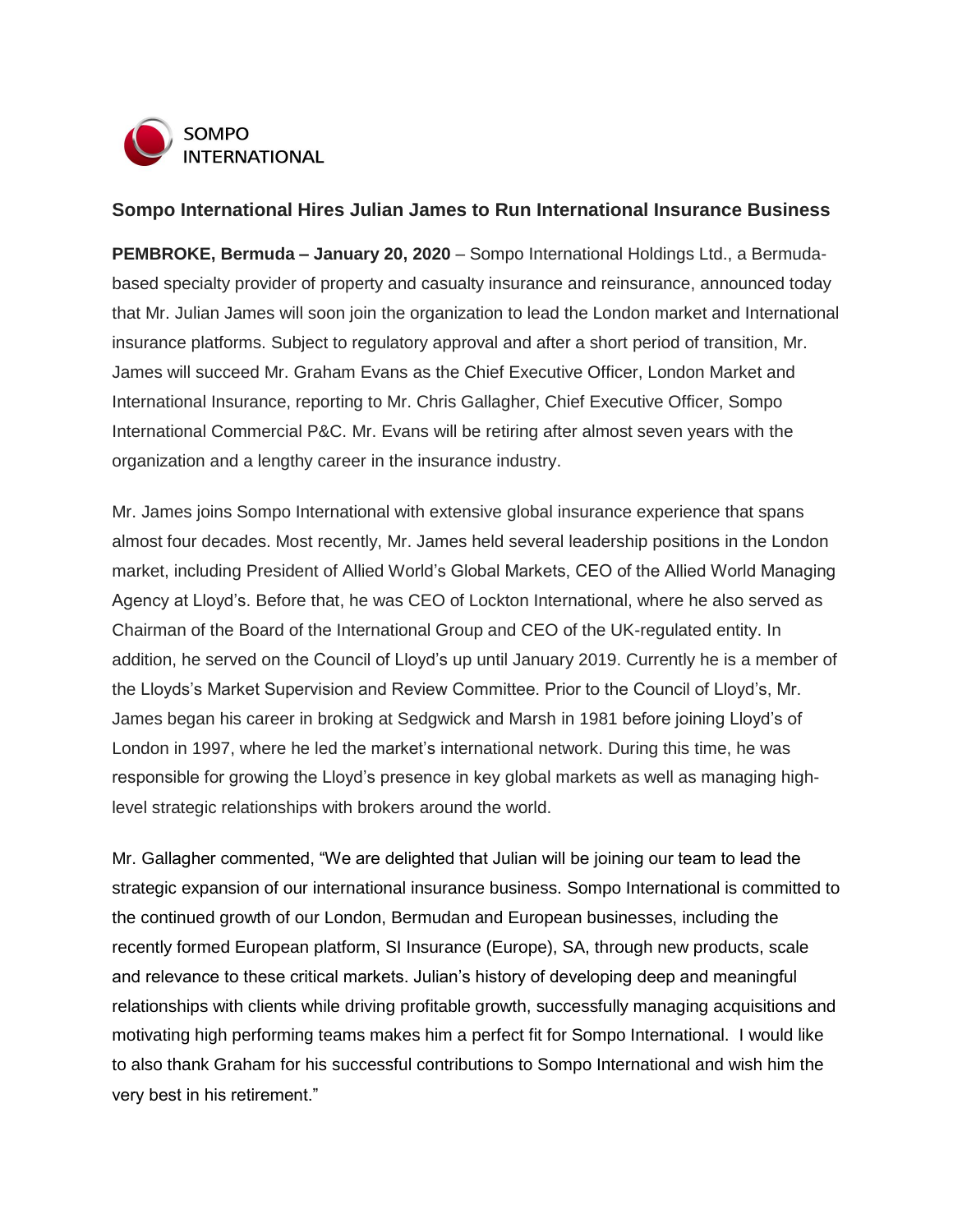SOMPO INTERNATIONAL

## Sompo International Hires Julian James to Run International Insurance Business

**PEMBROKE, Bermuda – January 20, 2020** – Sompo International Holdings Ltd., a Bermuda-based specialty provider of property and casualty insurance and reinsurance, announced today that Mr. Julian James will soon join the organization to lead the London market and International insurance platforms. Subject to regulatory approval and after a short period of transition, Mr. James will succeed Mr. Graham Evans as the Chief Executive Officer, London Market and International Insurance, reporting to Mr. Chris Gallagher, Chief Executive Officer, Sompo International Commercial P&C. Mr. Evans will be retiring after almost seven years with the organization and a lengthy career in the insurance industry.

Mr. James joins Sompo International with extensive global insurance experience that spans almost four decades. Most recently, Mr. James held several leadership positions in the London market, including President of Allied World's Global Markets, CEO of the Allied World Managing Agency at Lloyd's. Before that, he was CEO of Lockton International, where he also served as Chairman of the Board of the International Group and CEO of the UK-regulated entity. In addition, he served on the Council of Lloyd's up until January 2019. Currently he is a member of the Lloyds's Market Supervision and Review Committee. Prior to the Council of Lloyd's, Mr. James began his career in broking at Sedgwick and Marsh in 1981 before joining Lloyd's of London in 1997, where he led the market's international network. During this time, he was responsible for growing the Lloyd's presence in key global markets as well as managing high-level strategic relationships with brokers around the world.

Mr. Gallagher commented, "We are delighted that Julian will be joining our team to lead the strategic expansion of our international insurance business. Sompo International is committed to the continued growth of our London, Bermudan and European businesses, including the recently formed European platform, SI Insurance (Europe), SA, through new products, scale and relevance to these critical markets. Julian's history of developing deep and meaningful relationships with clients while driving profitable growth, successfully managing acquisitions and motivating high performing teams makes him a perfect fit for Sompo International. I would like to also thank Graham for his successful contributions to Sompo International and wish him the very best in his retirement."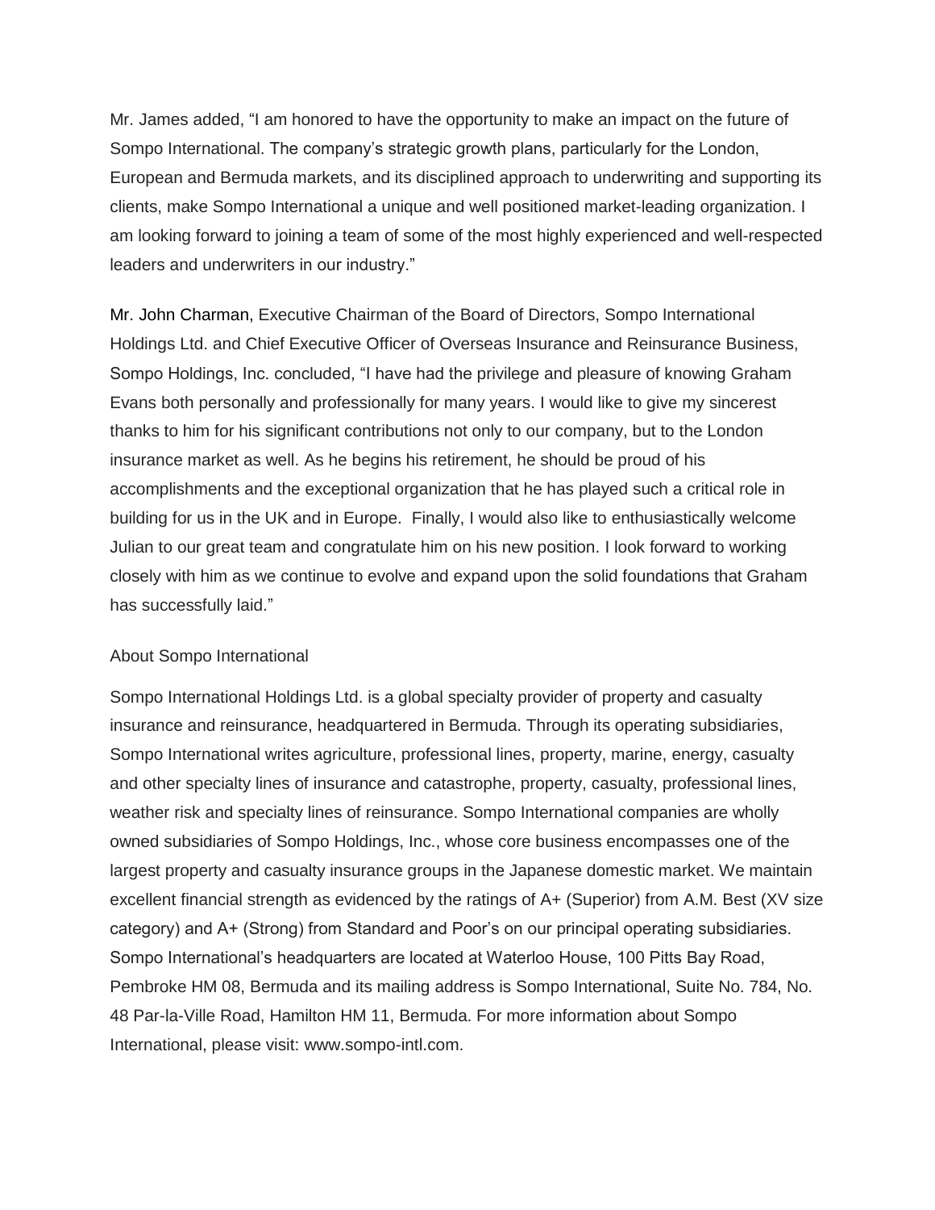Mr. James added, "I am honored to have the opportunity to make an impact on the future of Sompo International. The company's strategic growth plans, particularly for the London, European and Bermuda markets, and its disciplined approach to underwriting and supporting its clients, make Sompo International a unique and well positioned market-leading organization. I am looking forward to joining a team of some of the most highly experienced and well-respected leaders and underwriters in our industry."

Mr. John Charman, Executive Chairman of the Board of Directors, Sompo International Holdings Ltd. and Chief Executive Officer of Overseas Insurance and Reinsurance Business, Sompo Holdings, Inc. concluded, "I have had the privilege and pleasure of knowing Graham Evans both personally and professionally for many years. I would like to give my sincerest thanks to him for his significant contributions not only to our company, but to the London insurance market as well. As he begins his retirement, he should be proud of his accomplishments and the exceptional organization that he has played such a critical role in building for us in the UK and in Europe. Finally, I would also like to enthusiastically welcome Julian to our great team and congratulate him on his new position. I look forward to working closely with him as we continue to evolve and expand upon the solid foundations that Graham has successfully laid."

About Sompo International

Sompo International Holdings Ltd. is a global specialty provider of property and casualty insurance and reinsurance, headquartered in Bermuda. Through its operating subsidiaries, Sompo International writes agriculture, professional lines, property, marine, energy, casualty and other specialty lines of insurance and catastrophe, property, casualty, professional lines, weather risk and specialty lines of reinsurance. Sompo International companies are wholly owned subsidiaries of Sompo Holdings, Inc., whose core business encompasses one of the largest property and casualty insurance groups in the Japanese domestic market. We maintain excellent financial strength as evidenced by the ratings of A+ (Superior) from A.M. Best (XV size category) and A+ (Strong) from Standard and Poor's on our principal operating subsidiaries. Sompo International's headquarters are located at Waterloo House, 100 Pitts Bay Road, Pembroke HM 08, Bermuda and its mailing address is Sompo International, Suite No. 784, No. 48 Par-la-Ville Road, Hamilton HM 11, Bermuda. For more information about Sompo International, please visit: www.sompo-intl.com.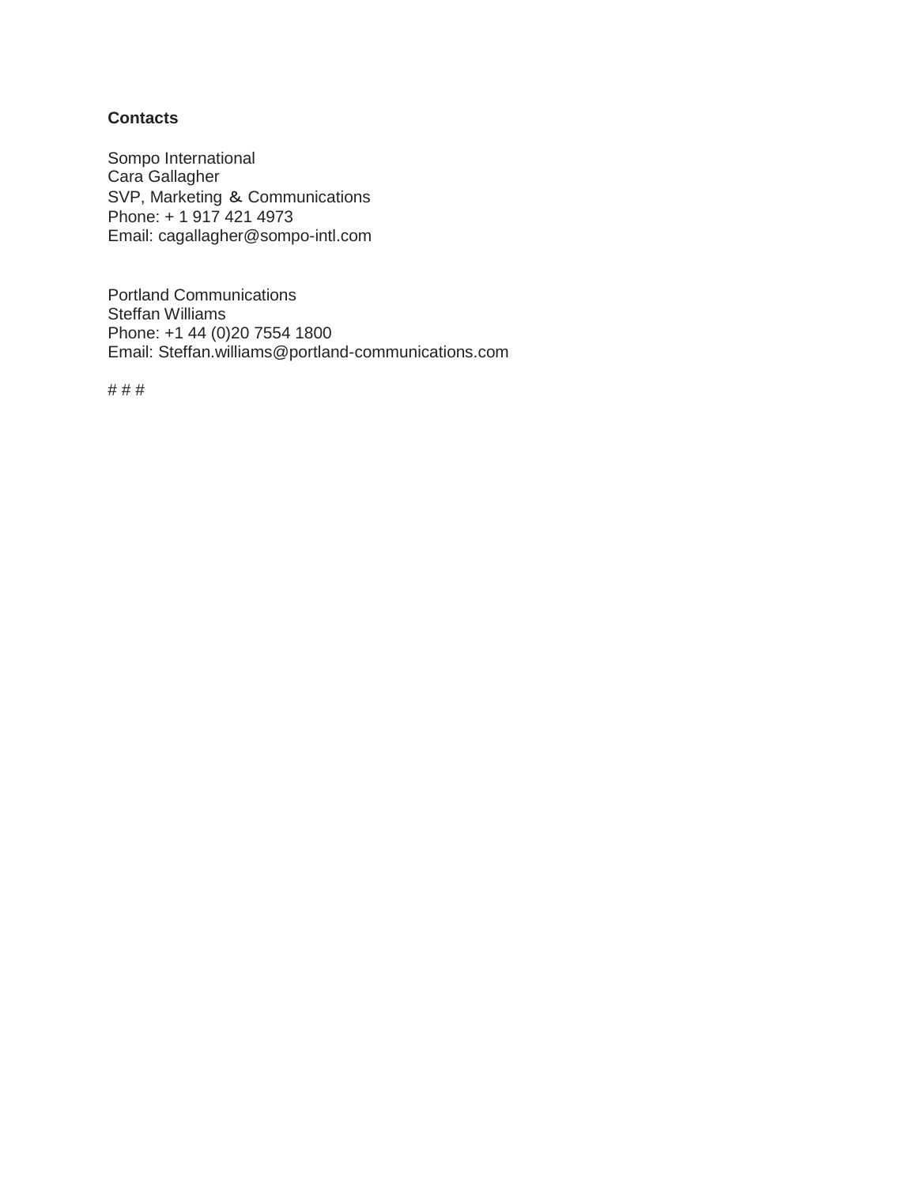**Contacts**

Sompo International
Cara Gallagher
SVP, Marketing & Communications
Phone: + 1 917 421 4973
Email: cagallagher@sompo-intl.com

Portland Communications
Steffan Williams
Phone: +1 44 (0)20 7554 1800
Email: Steffan.williams@portland-communications.com

# # #